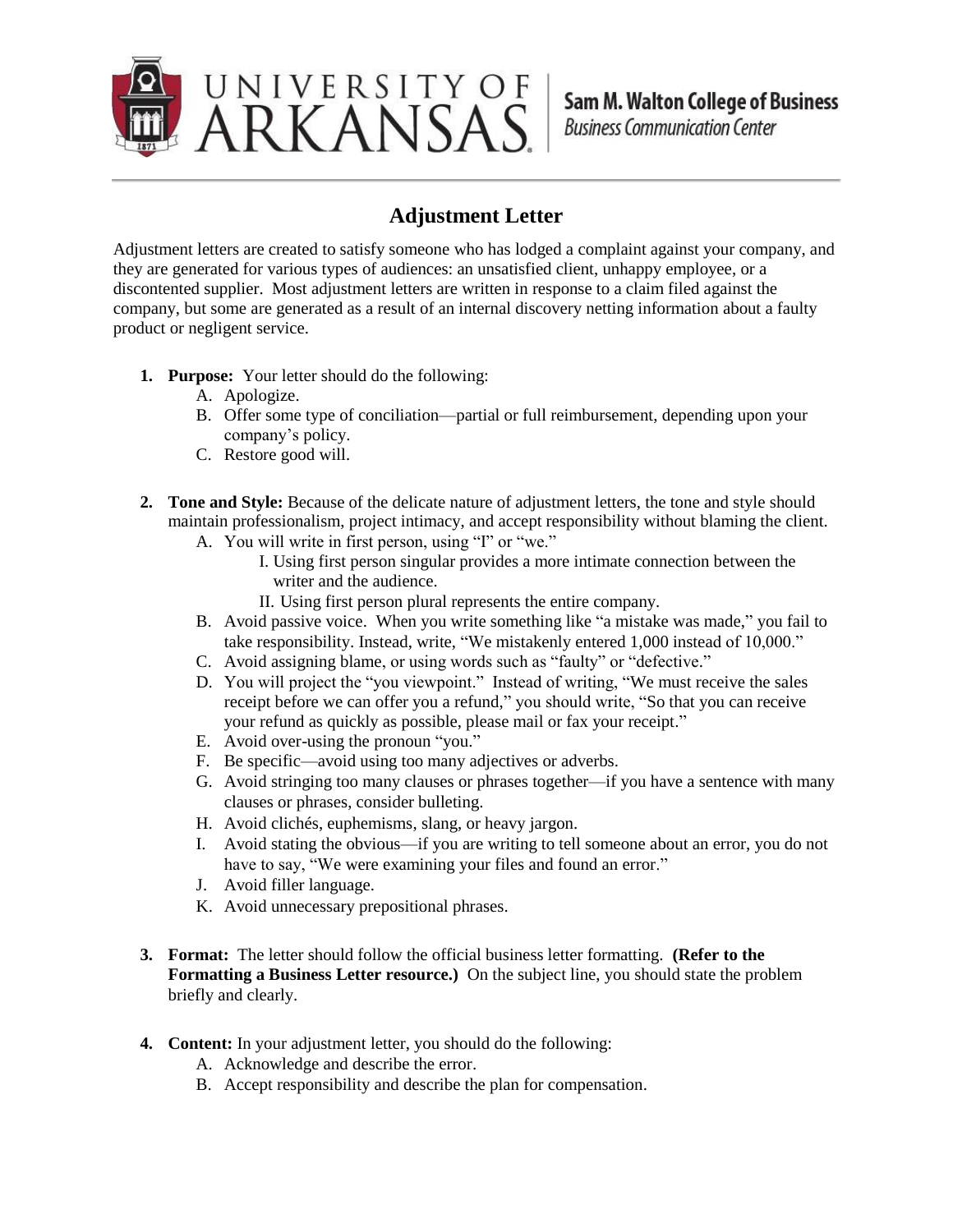# Adjustment Letter

Adjustment letters are created to satisfy someone who has lodged a complaint against your company, and they are generated for various types of audiences: an unsatisfied client, unhappy employee, or a discontented supplier. Most adjustment letters are written in response to a claim filed against the company, but some are generated as a result of an internal discovery netting information about a faulty product or negligent service.

1. **Purpose:** Your letter should do the following:
   - A. Apologize.
   - B. Offer some type of conciliation—partial or full reimbursement, depending upon your company's policy.
   - C. Restore good will.

2. **Tone and Style:** Because of the delicate nature of adjustment letters, the tone and style should maintain professionalism, project intimacy, and accept responsibility without blaming the client.
   - A. You will write in first person, using "I" or "we."
     - I. Using first person singular provides a more intimate connection between the writer and the audience.
     - II. Using first person plural represents the entire company.
   - B. Avoid passive voice. When you write something like "a mistake was made," you fail to take responsibility. Instead, write, "We mistakenly entered 1,000 instead of 10,000."
   - C. Avoid assigning blame, or using words such as "faulty" or "defective."
   - D. You will project the "you viewpoint." Instead of writing, "We must receive the sales receipt before we can offer you a refund," you should write, "So that you can receive your refund as quickly as possible, please mail or fax your receipt."
   - E. Avoid over-using the pronoun "you."
   - F. Be specific—avoid using too many adjectives or adverbs.
   - G. Avoid stringing too many clauses or phrases together—if you have a sentence with many clauses or phrases, consider bulleting.
   - H. Avoid clichés, euphemisms, slang, or heavy jargon.
   - I. Avoid stating the obvious—if you are writing to tell someone about an error, you do not have to say, "We were examining your files and found an error."
   - J. Avoid filler language.
   - K. Avoid unnecessary prepositional phrases.

3. **Format:** The letter should follow the official business letter formatting. **(Refer to the Formatting a Business Letter resource.)** On the subject line, you should state the problem briefly and clearly.

4. **Content:** In your adjustment letter, you should do the following:
   - A. Acknowledge and describe the error.
   - B. Accept responsibility and describe the plan for compensation.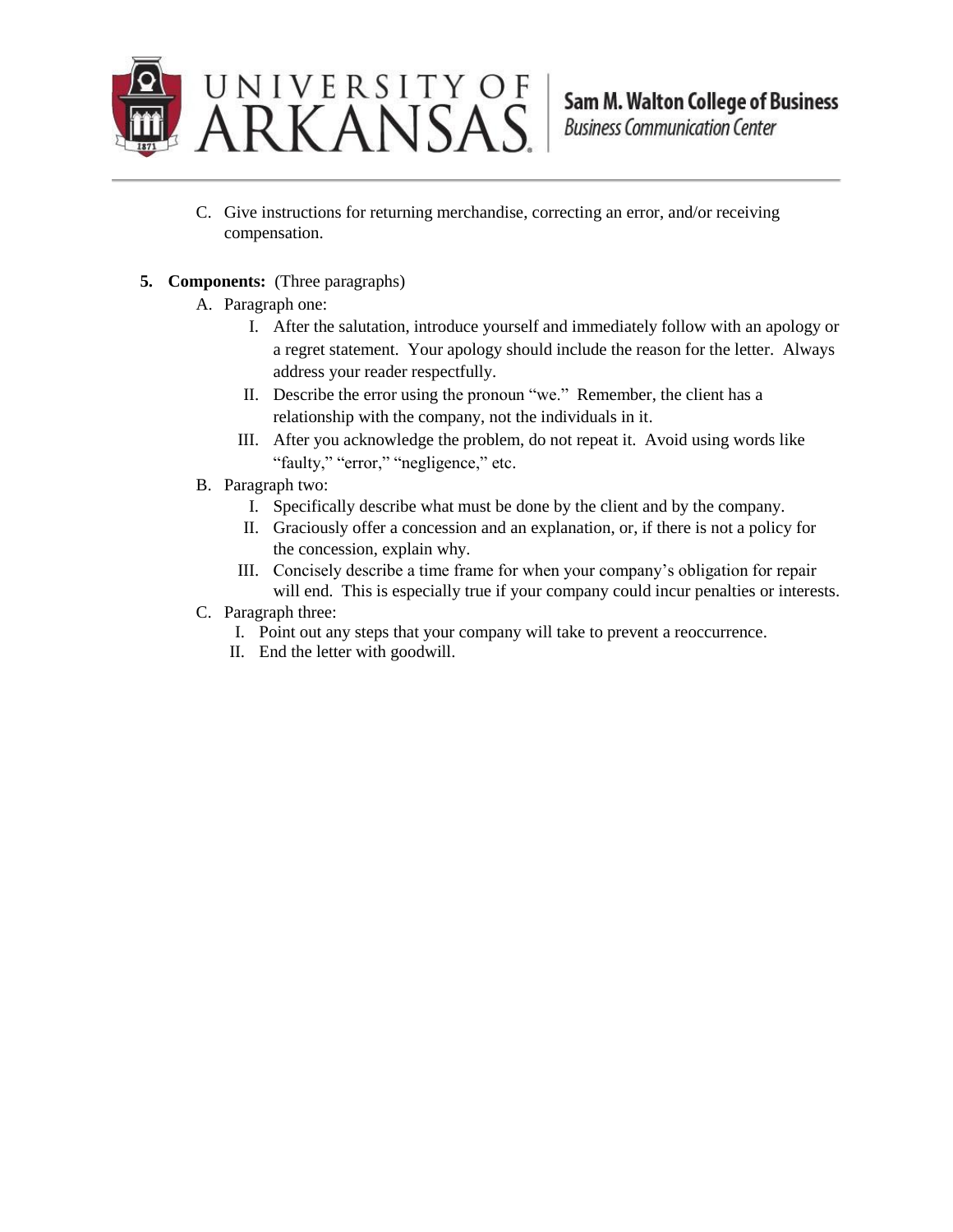C. Give instructions for returning merchandise, correcting an error, and/or receiving compensation.

5. **Components:** (Three paragraphs)

   A. Paragraph one:

      I. After the salutation, introduce yourself and immediately follow with an apology or a regret statement. Your apology should include the reason for the letter. Always address your reader respectfully.

      II. Describe the error using the pronoun "we." Remember, the client has a relationship with the company, not the individuals in it.

      III. After you acknowledge the problem, do not repeat it. Avoid using words like "faulty," "error," "negligence," etc.

   B. Paragraph two:

      I. Specifically describe what must be done by the client and by the company.

      II. Graciously offer a concession and an explanation, or, if there is not a policy for the concession, explain why.

      III. Concisely describe a time frame for when your company's obligation for repair will end. This is especially true if your company could incur penalties or interests.

   C. Paragraph three:

      I. Point out any steps that your company will take to prevent a reoccurrence.

      II. End the letter with goodwill.